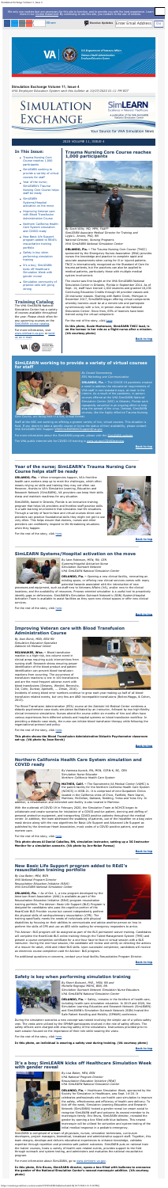# Simulation Exchange Volume 11, Issue 4

*VHA Employee Education System web site bulletin at 10/07/2020 01:11 PM EDT*

SIMULATION EXCHANGE

Your Source for VHA Simulation News

2020 VOLUME 11, ISSUE 4

## In This Issue:

- Trauma Nursing Core Course reaches 1,000 participants
- SimLEARN working to provide a variety of virtual courses for staff
- Year of the nurse: SimLEARN's Trauma Nursing Core Course helps staff be ready
- SimLEARN Systems/Hospital activation on the move
- Improving Veteran care with Blood Transfusion Administration Course
- Northern California Health Care System simulation and COVID ready
- New Basic Life Support program added to REdI's resuscitation training portfolio
- Safety is key when performing simulation training
- It's a boy; SimLEARN kicks off Healthcare Simulation Week with gender reveal
- Simulation community of practice calls still going strong

## Training Catalog

The VHA SimLEARN National Simulation Center has a variety of courses available throughout the year. Please check often for any upcoming courses on the SimLEARN course catalog.

For more information, visit www.simlearn.va.gov or come by for a visit.

## Trauma Nursing Core Course reaches 1,000 participants

*By Scott Wiler, RN, MPH, FAAFP*
*SimLEARN Associate Medical Director for Training and Lygia L. Arcaro, PhD, RN*
*National Director, Nursing Programs*
*VHA SimLEARN National Simulation Center*

**ORLANDO, Fla.** – The Trauma Nursing Core Course (TNCC) sponsored by the Emergency Nurses Association (ENA) provides nurses the knowledge and practice to complete rapid and accurate assessments while caring for ill or injured patients. TNCC is internationally recognized as the Standard of Care for trauma patients, but the practices can also be applied to medical patients, particularly those with multiple medical systems involvement.

The course was first taught at the VHA SimLEARN National Simulation Center in Orlando, Florida in September 2014. As of Sept. 30, staff have trained 1,002 students and granted 18,036 Continuing Education Credits through 54 provider classes and 18 instructor classes. Starting with Battle Creek, Michigan in December 2015, the SimLEARN team and their instructors from whereby learners could be at a remote site and participate synchronously with a live, in-person class at the National Simulation Center. Since then, 65% of learners have been trained using the virtual component.

For the rest of the story, click here.

**In this photo, Susie Nantermet, SimLEARN TNCC lead, is on the screen (a fair role as a flight nurse after a disaster. (VA courtesy photo)**

Back to top

## SimLEARN working to provide a variety of virtual courses for staff

*By Gerald Kehrmann*
*PES Marketing and Communication*

**ORLANDO, Fla.** – The COVID-19 pandemic created a need to address the educational requirements of VHA staff in new changed ways, as seen in the Veterans. As a result of the pandemic, in-person courses offered at the VHA SimLEARN National Simulation Center (NSC) in Orlando, Florida were repeatedly cancelled in an ongoing effort to help stop the spread of the virus. However, SimLEARN learners, like the highly effective Trauma Nursing Core Course, are being held in a virtual format.

Staff at the NSC are working on offering a growing variety of the virtual courses. This situation is fluid. If you desire to take a specific course or know the status of future availability, please contact VHA SimLEARN NSC Education Team.

For more information about the SimLEARN program, please visit the SimLEARN website.

The VHA office contact detail for COVID-19 training is www.va.gov/COVIDtraining.

Back to top

## Year of the nurse; SimLEARN's Trauma Nursing Core Course helps staff be ready

**ORLANDO, Fla.** – When emergencies happen, VA's frontline health care workers keep up to meet the challenges, which often means relying on skills and training they may not often use. However, thanks to VA's Simulation Learning, Education and Research Network (SimLEARN), VA providers can keep their skills sharp and remain ready for any situation.

SimLEARN, based in Orlando, Florida is an innovative training program that helps VA providers and frontline staff practice skills in a safe learning environment that simulates real-life situations. Through a variety of face-to-face and virtual courses driven over providers can practice procedures and skills they might not get to use every day. This training provides nurses, nurses and other providers can confidently respond to life-threatening situations when they happen.

For the rest of the story, click here.

Back to top

## SimLEARN Systems/Hospital activation on the move

*By Jane Robinson, MSN, RN, CEN*
*Systems/Hospital Activation Nurse*
*Simulation Outreach Network*
*VHA SimLEARN National Simulation Center*

**ORLANDO, Fla.** – Construction of a new clinical facility, renovating an existing space, or offering new clinical services comes with many potential hazards associated with the introduction of new processes and equipment, such as unclear workflows, unanticipated equipment needs or malfunctions, and the availability of resources. Process-oriented simulation is a useful tool to proactively identify gaps or deficiencies. SimLEARN's Simulation Outreach Network's (SON) Systems/ Hospital Activation Team is available to assist facilities as they open new clinical spaces or offer new clinical services.

For the rest of the story, click here.

Back to top

## Improving Veteran care with Blood Transfusion Administration Course

*By Jean Dorn, PhD, MSN RN*
*Simulation Nurse Educator*
*Zablocki VA Medical Center*

**MILWAUKEE, Wis.** – Blood transfusion reaction is a high-risk, low-volume event in clinical areas requiring quick interventions from nursing staff to ensure patient safety. Early identification of the blood product and patient identification can prevent blood transfusion reactions from ever happening. The incidence of transfusion reactions is one in 100 transfusions and are the most frequent adverse event with blood transfusions (Delaney, Wendel, Bercovitz, Cid, Cohn, Dunbar, Apelseth, ... Dimon, 2016).

Incidence of wrong blood error incidents continue to grow each year making up half of all blood transfusion-related deaths with an estimated 1 in 14,000 incompatible transfusions (Bolton-Maggs, & Cohen, 2013).

The Blood Transfusion administration (BTA) course at the Zablocki VA Medical Center combines a didactic presentation and case study education facilitated by an instructor, followed by a high-fidelity clinical immersion simulation. Nurses attend the course within six months of hire and often have various experiences from different schools and hospital systems on blood transfusion workflow. In providing a didactic case study, the nurse can initiate blood transfusion therapy while following the organizational policies and [...].

For the rest of the story, click here.

**This photo shows the Blood Transfusion Administration Orientation Psychomotor classroom set-up. (VA photo by Jean Dorn)**

Back to top

## Northern California Health Care System simulation and COVID ready

*By Valentina Joseph, RN, MSN, CCRN-K, BC, CNS*
*Simulation Nurse Educator*
*Northern California Health Care System*

**MATHER, Calif.** – The VA Northern California Health Care System (NCHCS) is the parent facility to a sizeable health care network, and the Sacramento VA Medical Center (VAMC) in 2020 (1). It is comprised of nine Outpatient Clinics located in the California cities of Chico, Fairfield, Mare Island, Martinez, McClellan, Oakland, Redding, Sacramento and Yuba City. In addition, a rehabilitation and extended care facility is also located in Martinez.

With the outbreak of COVID-19 in February 2020, the Simulation Team at NCHCS began to collaborate and create scenarios for intubation of a COVID positive patient, donning and doffing of personal protective equipment, and transporting COVID positive patients throughout the medical center. In addition, interdisciplinary in-situ simulations were conducted with the use of a high-fidelity mask device along with the most algorithms for Basic Life Support and Advanced Life Support as published by the American Heart Association, from a code of a COVID positive patient, in-situ and in-person case.

For the rest of the story, click here.

**This photo shows of Daniel Caballes, RN, simulation instructor, setting up a 3G Instructor Monitor for a simulation session. (VA photo by Jon-Nolan Penaso)**

Back to top

## New Basic Life Support program added to REdI's resuscitation training portfolio

*By Lisa Ewell, RN, BSN, BA*
*VHA National Program Director*
*Resuscitation Education Initiative (REdI)*
*VHA SimLEARN National Simulation Center*

**ORLANDO, Fla.** – As of Oct. 1, a new program developed by the American Heart Association (AHA) is available as part of the Resuscitation Education Initiative (REdI) program resuscitation training portfolio. The Advisor: Basic Life Support (BLS) Program is designed for candidates who pass the cognitive portion of a HeartCode BLS Provider course but cannot independently perform the physical skills of cardiopulmonary resuscitation (CPR). This training is designed to meet the needs of individuals with physical disabilities by focusing on their abilities to communicate and advise another person on how to perform the skills of CPR and use an AED while waiting for emergency responders to arrive.

The Advisor: BLS program will be deployed as part of the RLS permanent service training. Candidates will complete the HeartCode BLS online training through the Talent Management System (TMS) and present a course completion certificate to a virtual instructor or virtual session in REdI or classroom. During the real-time session, the candidate will review and verify or directing the actions of a rescuer the adult, child and infant BLS skills. Upon successful completion, candidates will receive an electronic course completion card for the Advisor: BLS program.

For additional questions or concerns, contact your local facility Resuscitation Program Director.

Back to top

## Safety is key when performing simulation training

*By Glenn Bennaars, MSC, MSA, RN and*
*Michelle Nguyen, MSN, RN*
*Simulation Outreach Network, Simulation Nurse Educator*
*VHA SimLEARN National Simulation Center*

**ORLANDO, Fla.** – Safety remains in the forefront of health care, including health care simulation education. In 2014 and 2020, the National Center for Patient Safety in Ann Arbor, Michigan (NCPS, Ohio) and SimLEARN's Simulation Outreach Network (SON) hosted the Safe Patient Handling and Mobility (SPHM) conference.

During the simulation sessions, a mannequin was used to simulate the use of a lift, a cable, call, equipment of varying sizes. The uses were utilized by the SPHM participants involved in the role of safety officer. The safety officers were charged with ensuring safety of the participants. Instructors provided prior to each session a review of the importance of their role while assisting the users.

For the rest of the story, click here.

**In this photo, an individual is wearing a safety vest during training. (VA courtesy photo)**

Back to top

## It's a boy; SimLEARN kicks off Healthcare Simulation Week with gender reveal

*By Lisa Baker, MSN, RN*
*VHA National Program Director*
*Simulation Outreach Network (SON)*
*VHA SimLEARN National Simulation Center*

**ORLANDO, Fla.** – Healthcare Simulation Week, sponsored by the Society for Simulation in Healthcare, was Sept. 14-18. It recognized those that work in simulation to improve the safety, effectiveness and efficiency of health care delivery. To kick off the week, Simulation Learning Education and Research Network (SimLEARN) hosted a gender reveal to potentially integrate SimLEARN staff and partners its newest member in its mannequin family. Eric Rossi, SimLEARN director, revealed the mannequin being a male. To bring attention to health care, the mannequin will be utilized for inclusion and dynamic training of the most medical response in a gender-inclusive environment.

SimLEARN is comprised of a team of physicians, nurses, simulation technicians, curriculum developers, project managers, biomedical, broadcast and administrative support staff. Together, this team designs, implements and evaluates experiential training programs that leverage simulation expertise through research and practice with patient outcomes. SimLEARN puts on national trials for improve success, Train a variety of health care related events, provides support to the field through research and practice, and assures that training programs to meet Veteran care.

For more information about SimLEARN, go to www.simlearn.va.gov.

**In this photo, Eric Evans, SimLEARN director, opened a box filled with balloons to announce the gender of the National Simulation Center's newest mannequin addition. (VA courtesy photo)**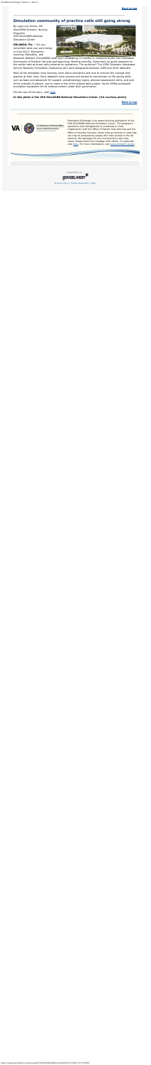Back to top

## Simulation community of practice calls still going strong

*By Lygia Lee Arcaro, RN*
*SimLEARN Director, Nursing Programs*
*VHA SimLEARN National Simulation Center*

**ORLANDO, Fla.** – Do you remember what you were doing in June 2011? Simulation Learning, Education, and Research Network (SimLEARN) staff were celebrating 12 months in existence as the first Simulation Community of Practice Call was just beginning. Meeting monthly, there were no guest speakers on the earlier calls as those calls centered on operations. The audience? The VISN (Veterans Integrated Service Network) Simulation Champions who were designated between 2009 and 2010 attended.

Most of the attendees were learning more about simulation and how to execute the concept and practice at their sites. Early adopters were present and tended to concentrate on life saving skills such as basic and advanced life support, anesthesiology topics, physical assessment skills, and care of the critically ill patient, just to name a few of the topics taking place. Some VISNs purchased simulation equipment for all medical centers under their governance.

For the rest of the story, click here

**In this photo is the VHA SimLEARN National Simulation Center. (VA courtesy photo)**

Back to top

Simulation Exchange is an award winning publication of the VHA SimLEARN National Simulation Center. The program's operations and management is conducted in close collaboration with the Office of Patient Care Services and the Office of Nursing Services. Some links go directly to sites that can only be accessed by people who have access to the VA network. We apologize for any inconvenience this may cause. Please share this message with others. To subscribe click here. For more information, visit www.simlearn.va.gov

POWERED BY GOVDELIVERY

Privacy Policy | Cookie Statement | Help